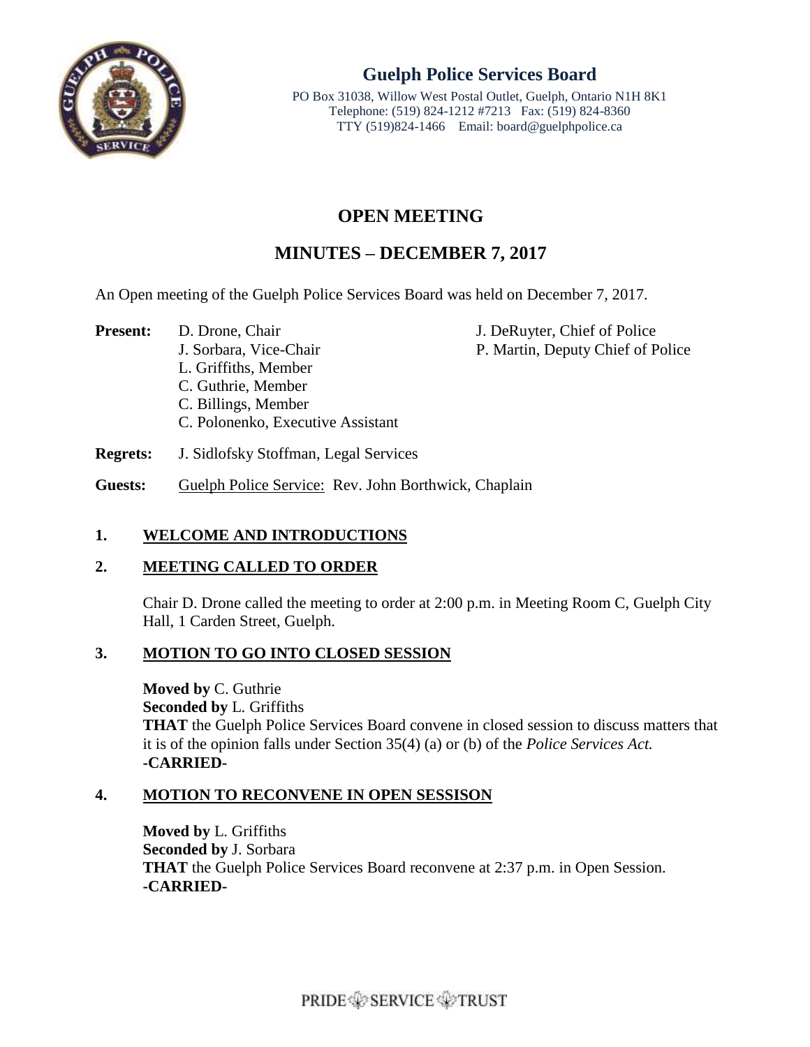# Guelph Police Services Board

PO Box 31038, Willow West Postal Outlet, Guelph, Ontario N1H 8K1
Telephone: (519) 824-1212 #7213 Fax: (519) 824-8360
TTY (519)824-1466 Email: board@guelphpolice.ca

## OPEN MEETING

## MINUTES – DECEMBER 7, 2017

An Open meeting of the Guelph Police Services Board was held on December 7, 2017.

**Present:** D. Drone, Chair
J. Sorbara, Vice-Chair
L. Griffiths, Member
C. Guthrie, Member
C. Billings, Member
C. Polonenko, Executive Assistant
J. DeRuyter, Chief of Police
P. Martin, Deputy Chief of Police

**Regrets:** J. Sidlofsky Stoffman, Legal Services

**Guests:** Guelph Police Service: Rev. John Borthwick, Chaplain

### 1. WELCOME AND INTRODUCTIONS

### 2. MEETING CALLED TO ORDER

Chair D. Drone called the meeting to order at 2:00 p.m. in Meeting Room C, Guelph City Hall, 1 Carden Street, Guelph.

### 3. MOTION TO GO INTO CLOSED SESSION

**Moved by** C. Guthrie
**Seconded by** L. Griffiths
**THAT** the Guelph Police Services Board convene in closed session to discuss matters that it is of the opinion falls under Section 35(4) (a) or (b) of the *Police Services Act.*
**-CARRIED-**

### 4. MOTION TO RECONVENE IN OPEN SESSISON

**Moved by** L. Griffiths
**Seconded by** J. Sorbara
**THAT** the Guelph Police Services Board reconvene at 2:37 p.m. in Open Session.
**-CARRIED-**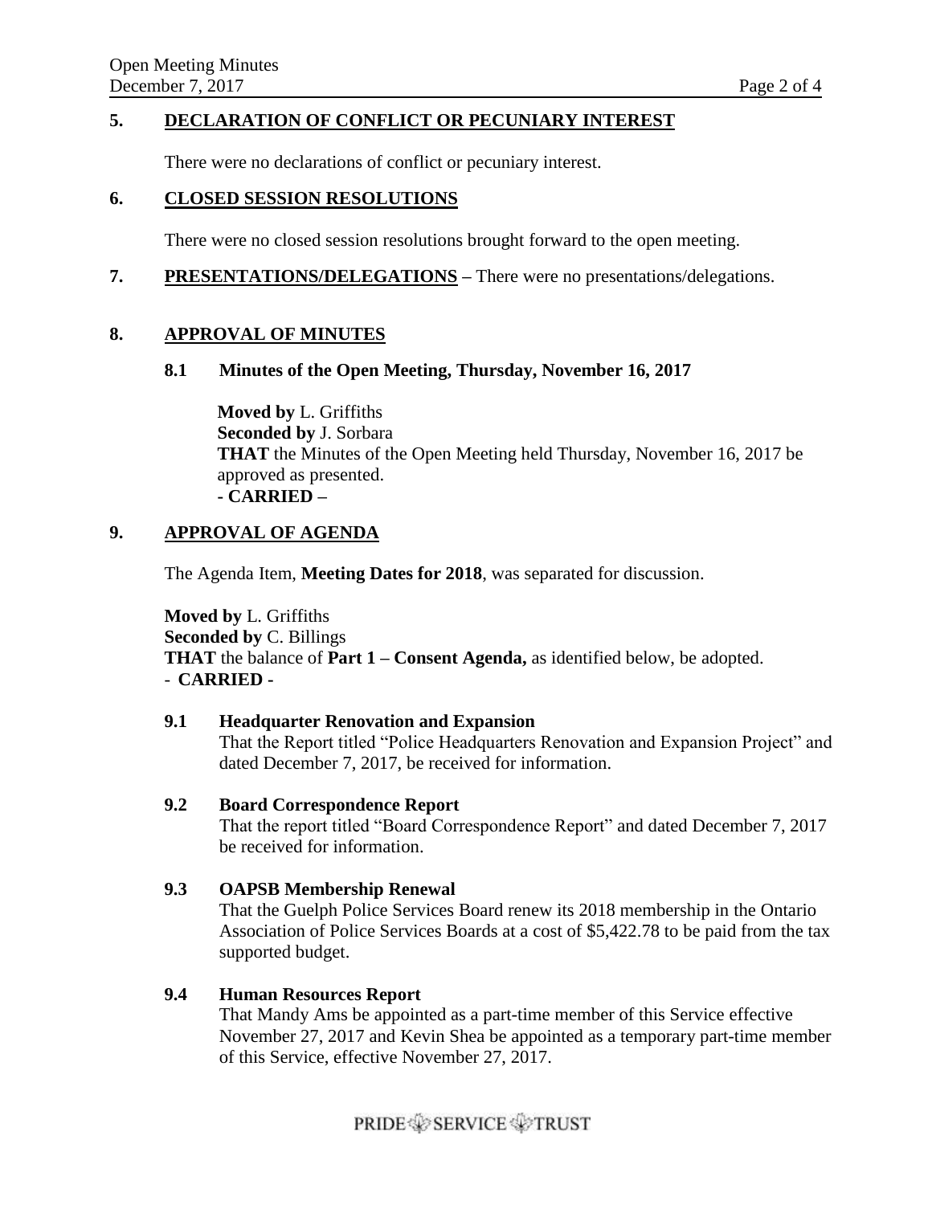## 5. DECLARATION OF CONFLICT OR PECUNIARY INTEREST

There were no declarations of conflict or pecuniary interest.

## 6. CLOSED SESSION RESOLUTIONS

There were no closed session resolutions brought forward to the open meeting.

## 7. PRESENTATIONS/DELEGATIONS – There were no presentations/delegations.

## 8. APPROVAL OF MINUTES

### 8.1 Minutes of the Open Meeting, Thursday, November 16, 2017

**Moved by** L. Griffiths
**Seconded by** J. Sorbara
**THAT** the Minutes of the Open Meeting held Thursday, November 16, 2017 be approved as presented.
**- CARRIED –**

## 9. APPROVAL OF AGENDA

The Agenda Item, **Meeting Dates for 2018**, was separated for discussion.

**Moved by** L. Griffiths
**Seconded by** C. Billings
**THAT** the balance of **Part 1 – Consent Agenda,** as identified below, be adopted.
- **CARRIED -**

### 9.1 Headquarter Renovation and Expansion

That the Report titled "Police Headquarters Renovation and Expansion Project" and dated December 7, 2017, be received for information.

### 9.2 Board Correspondence Report

That the report titled "Board Correspondence Report" and dated December 7, 2017 be received for information.

### 9.3 OAPSB Membership Renewal

That the Guelph Police Services Board renew its 2018 membership in the Ontario Association of Police Services Boards at a cost of $5,422.78 to be paid from the tax supported budget.

### 9.4 Human Resources Report

That Mandy Ams be appointed as a part-time member of this Service effective November 27, 2017 and Kevin Shea be appointed as a temporary part-time member of this Service, effective November 27, 2017.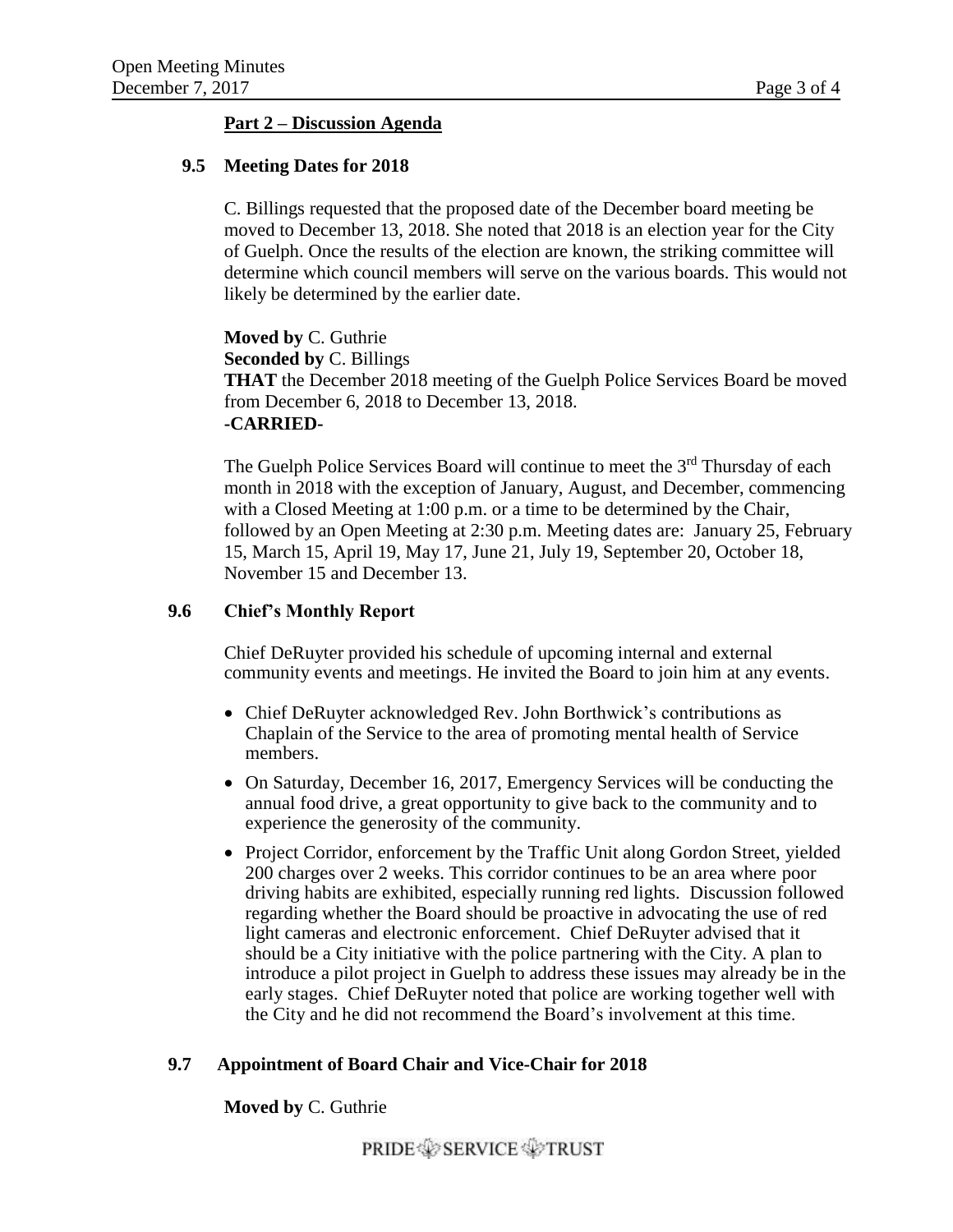**Part 2 – Discussion Agenda**

### 9.5 Meeting Dates for 2018

C. Billings requested that the proposed date of the December board meeting be moved to December 13, 2018. She noted that 2018 is an election year for the City of Guelph. Once the results of the election are known, the striking committee will determine which council members will serve on the various boards. This would not likely be determined by the earlier date.

**Moved by** C. Guthrie
**Seconded by** C. Billings
**THAT** the December 2018 meeting of the Guelph Police Services Board be moved from December 6, 2018 to December 13, 2018.
**-CARRIED-**

The Guelph Police Services Board will continue to meet the 3rd Thursday of each month in 2018 with the exception of January, August, and December, commencing with a Closed Meeting at 1:00 p.m. or a time to be determined by the Chair, followed by an Open Meeting at 2:30 p.m. Meeting dates are: January 25, February 15, March 15, April 19, May 17, June 21, July 19, September 20, October 18, November 15 and December 13.

### 9.6 Chief's Monthly Report

Chief DeRuyter provided his schedule of upcoming internal and external community events and meetings. He invited the Board to join him at any events.

- Chief DeRuyter acknowledged Rev. John Borthwick's contributions as Chaplain of the Service to the area of promoting mental health of Service members.
- On Saturday, December 16, 2017, Emergency Services will be conducting the annual food drive, a great opportunity to give back to the community and to experience the generosity of the community.
- Project Corridor, enforcement by the Traffic Unit along Gordon Street, yielded 200 charges over 2 weeks. This corridor continues to be an area where poor driving habits are exhibited, especially running red lights. Discussion followed regarding whether the Board should be proactive in advocating the use of red light cameras and electronic enforcement. Chief DeRuyter advised that it should be a City initiative with the police partnering with the City. A plan to introduce a pilot project in Guelph to address these issues may already be in the early stages. Chief DeRuyter noted that police are working together well with the City and he did not recommend the Board's involvement at this time.

### 9.7 Appointment of Board Chair and Vice-Chair for 2018

**Moved by** C. Guthrie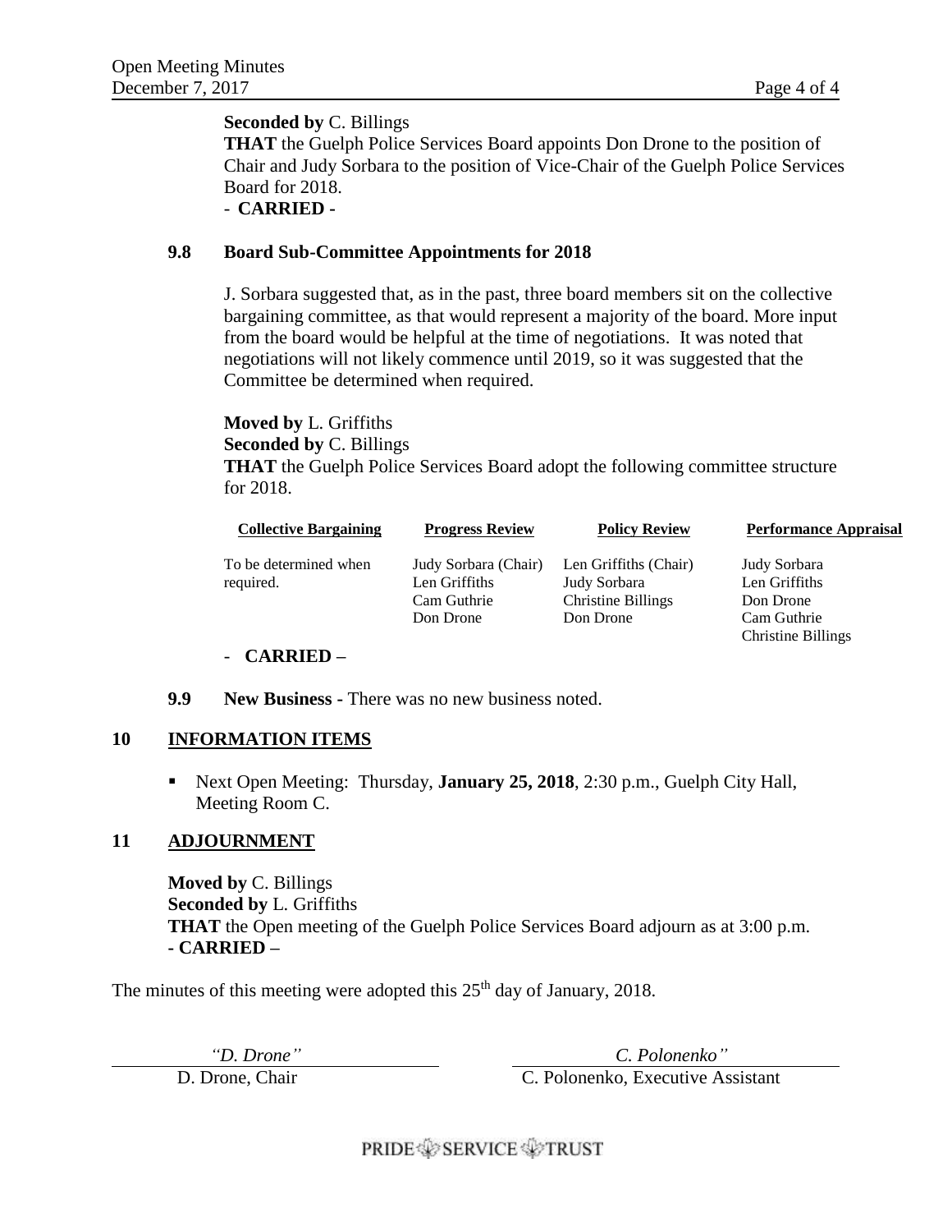**Seconded by** C. Billings
**THAT** the Guelph Police Services Board appoints Don Drone to the position of Chair and Judy Sorbara to the position of Vice-Chair of the Guelph Police Services Board for 2018.
- **CARRIED -**

### 9.8 Board Sub-Committee Appointments for 2018

J. Sorbara suggested that, as in the past, three board members sit on the collective bargaining committee, as that would represent a majority of the board. More input from the board would be helpful at the time of negotiations. It was noted that negotiations will not likely commence until 2019, so it was suggested that the Committee be determined when required.

**Moved by** L. Griffiths
**Seconded by** C. Billings
**THAT** the Guelph Police Services Board adopt the following committee structure for 2018.

| Collective Bargaining | Progress Review | Policy Review | Performance Appraisal |
|---|---|---|---|
| To be determined when required. | Judy Sorbara (Chair)<br>Len Griffiths<br>Cam Guthrie<br>Don Drone | Len Griffiths (Chair)<br>Judy Sorbara<br>Christine Billings<br>Don Drone | Judy Sorbara<br>Len Griffiths<br>Don Drone<br>Cam Guthrie<br>Christine Billings |

- **CARRIED –**

**9.9 New Business -** There was no new business noted.

## 10 INFORMATION ITEMS

- Next Open Meeting: Thursday, **January 25, 2018**, 2:30 p.m., Guelph City Hall, Meeting Room C.

## 11 ADJOURNMENT

**Moved by** C. Billings
**Seconded by** L. Griffiths
**THAT** the Open meeting of the Guelph Police Services Board adjourn as at 3:00 p.m.
**- CARRIED –**

The minutes of this meeting were adopted this 25th day of January, 2018.

*"D. Drone"*
D. Drone, Chair

*C. Polonenko"*
C. Polonenko, Executive Assistant

PRIDE SERVICE TRUST